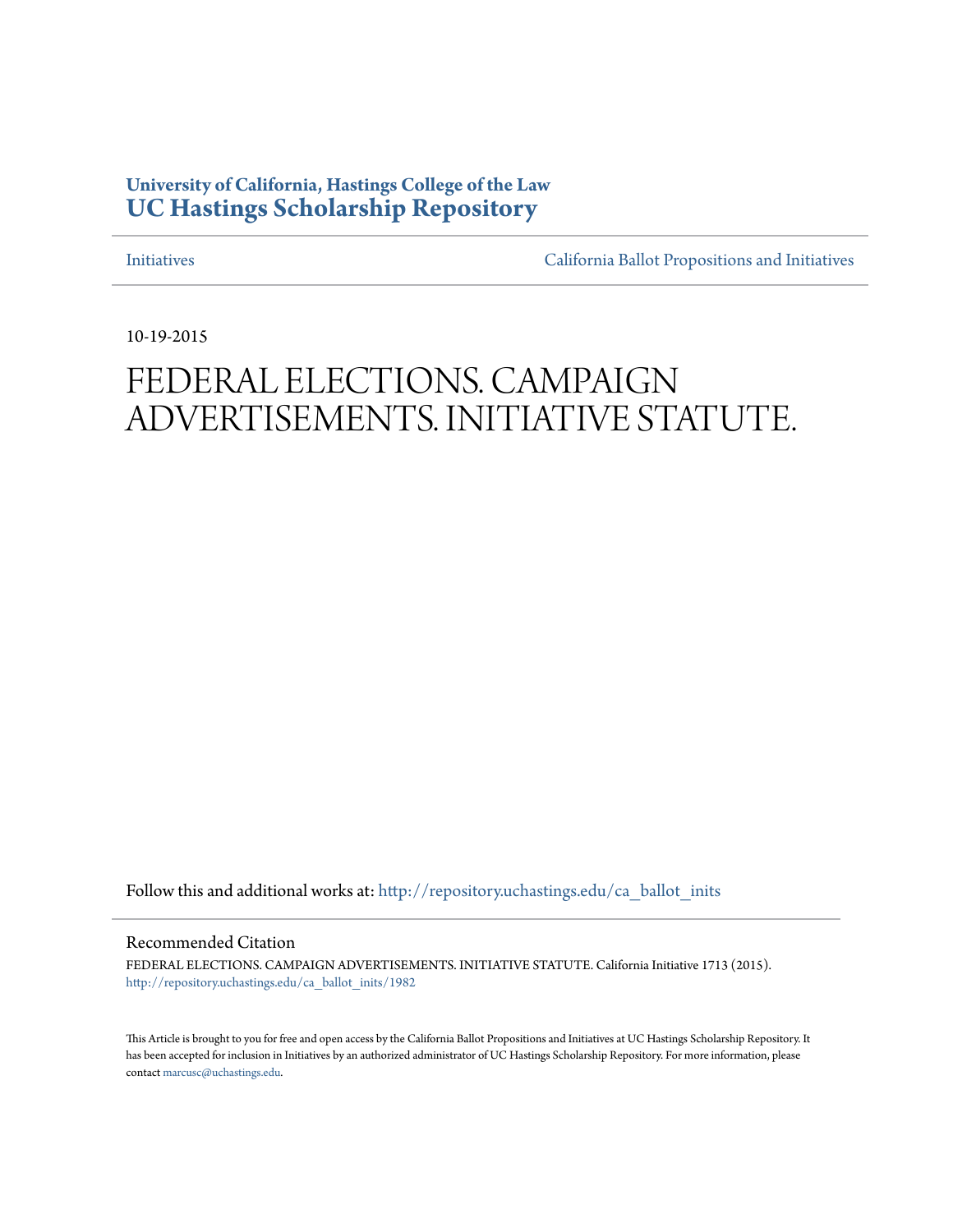University of California, Hastings College of the Law
**UC Hastings Scholarship Repository**

Initiatives — California Ballot Propositions and Initiatives

10-19-2015

# FEDERAL ELECTIONS. CAMPAIGN ADVERTISEMENTS. INITIATIVE STATUTE.

Follow this and additional works at: http://repository.uchastings.edu/ca_ballot_inits

## Recommended Citation

FEDERAL ELECTIONS. CAMPAIGN ADVERTISEMENTS. INITIATIVE STATUTE. California Initiative 1713 (2015).
http://repository.uchastings.edu/ca_ballot_inits/1982

This Article is brought to you for free and open access by the California Ballot Propositions and Initiatives at UC Hastings Scholarship Repository. It has been accepted for inclusion in Initiatives by an authorized administrator of UC Hastings Scholarship Repository. For more information, please contact marcusc@uchastings.edu.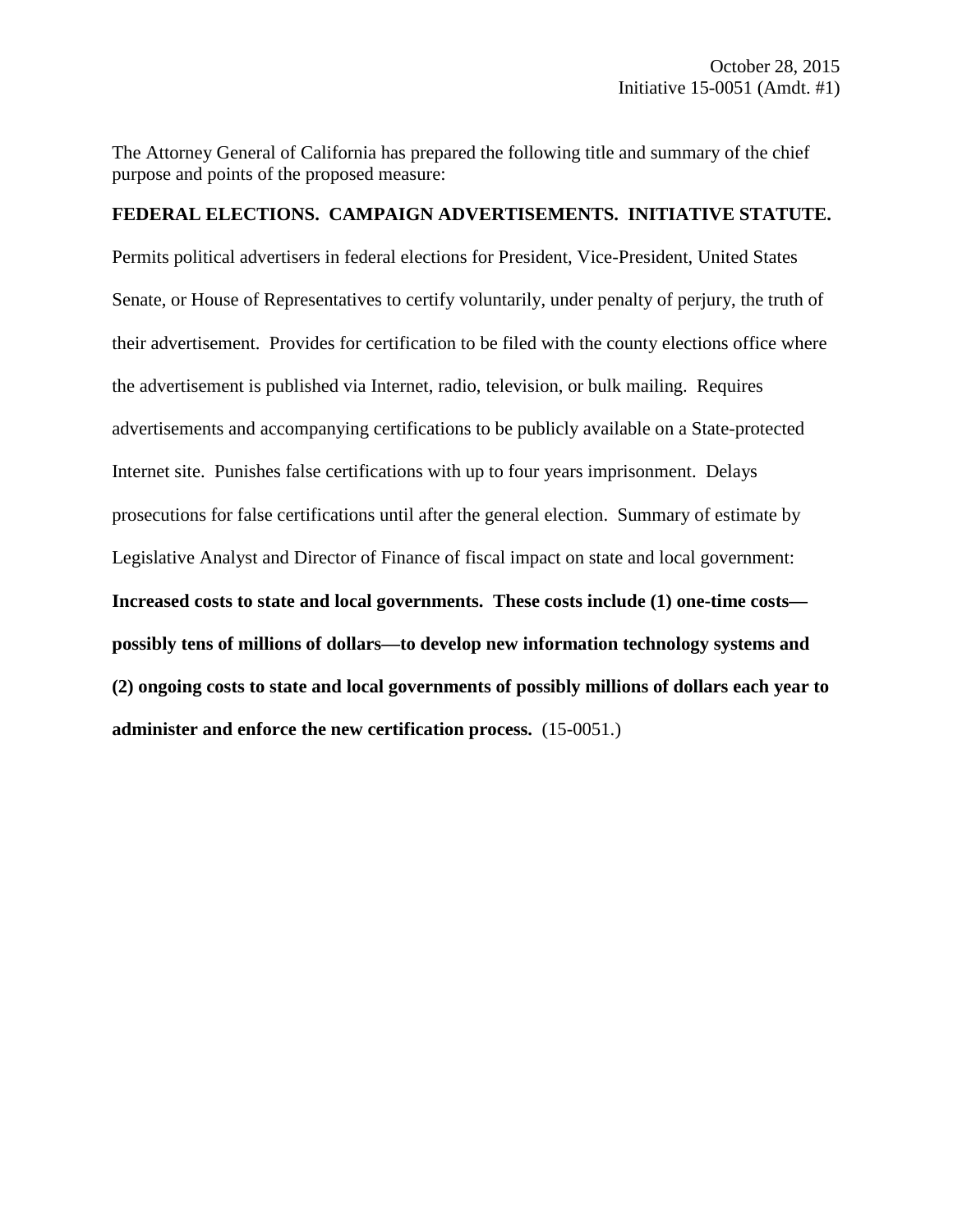October 28, 2015
Initiative 15-0051 (Amdt. #1)

The Attorney General of California has prepared the following title and summary of the chief purpose and points of the proposed measure:

**FEDERAL ELECTIONS. CAMPAIGN ADVERTISEMENTS. INITIATIVE STATUTE.**

Permits political advertisers in federal elections for President, Vice-President, United States Senate, or House of Representatives to certify voluntarily, under penalty of perjury, the truth of their advertisement. Provides for certification to be filed with the county elections office where the advertisement is published via Internet, radio, television, or bulk mailing. Requires advertisements and accompanying certifications to be publicly available on a State-protected Internet site. Punishes false certifications with up to four years imprisonment. Delays prosecutions for false certifications until after the general election. Summary of estimate by Legislative Analyst and Director of Finance of fiscal impact on state and local government: **Increased costs to state and local governments. These costs include (1) one-time costs—possibly tens of millions of dollars—to develop new information technology systems and (2) ongoing costs to state and local governments of possibly millions of dollars each year to administer and enforce the new certification process.** (15-0051.)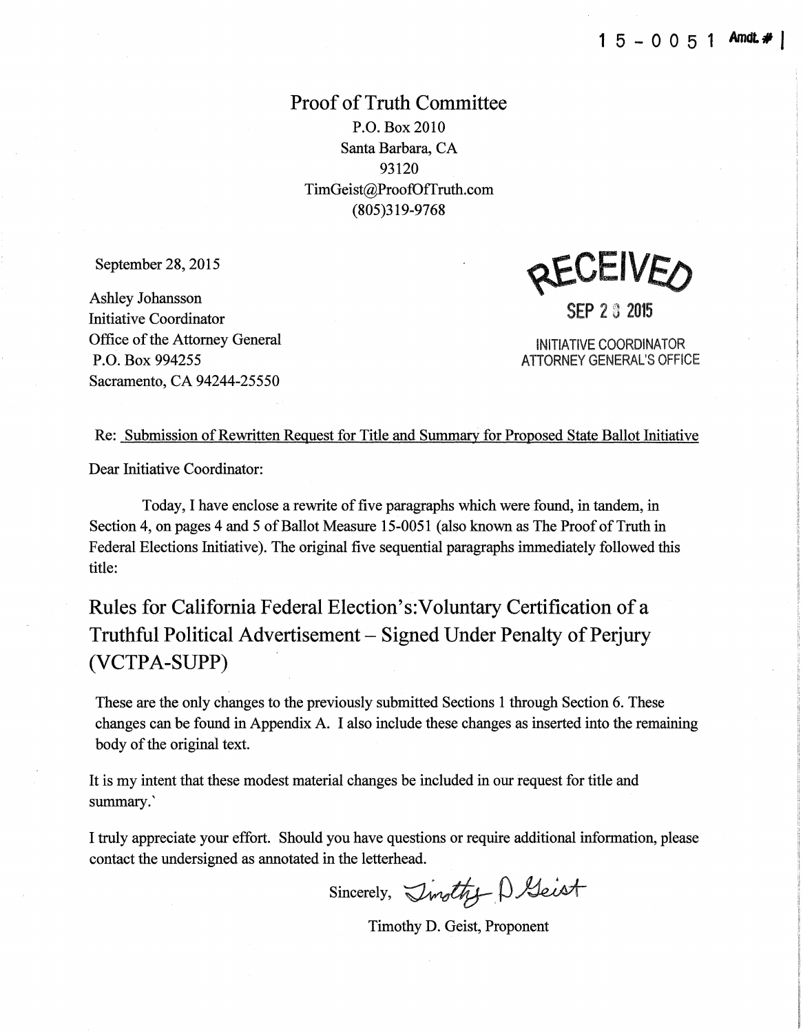15-0051 Amdt. # 1

# Proof of Truth Committee

P.O. Box 2010
Santa Barbara, CA
93120
TimGeist@ProofOfTruth.com
(805)319-9768

September 28, 2015

Ashley Johansson
Initiative Coordinator
Office of the Attorney General
P.O. Box 994255
Sacramento, CA 94244-25550

RECEIVED
SEP 28 2015
INITIATIVE COORDINATOR
ATTORNEY GENERAL'S OFFICE

Re: Submission of Rewritten Request for Title and Summary for Proposed State Ballot Initiative

Dear Initiative Coordinator:

Today, I have enclose a rewrite of five paragraphs which were found, in tandem, in Section 4, on pages 4 and 5 of Ballot Measure 15-0051 (also known as The Proof of Truth in Federal Elections Initiative). The original five sequential paragraphs immediately followed this title:

## Rules for California Federal Election's:Voluntary Certification of a Truthful Political Advertisement – Signed Under Penalty of Perjury (VCTPA-SUPP)

These are the only changes to the previously submitted Sections 1 through Section 6. These changes can be found in Appendix A. I also include these changes as inserted into the remaining body of the original text.

It is my intent that these modest material changes be included in our request for title and summary.`

I truly appreciate your effort. Should you have questions or require additional information, please contact the undersigned as annotated in the letterhead.

Sincerely, Timothy D. Geist

Timothy D. Geist, Proponent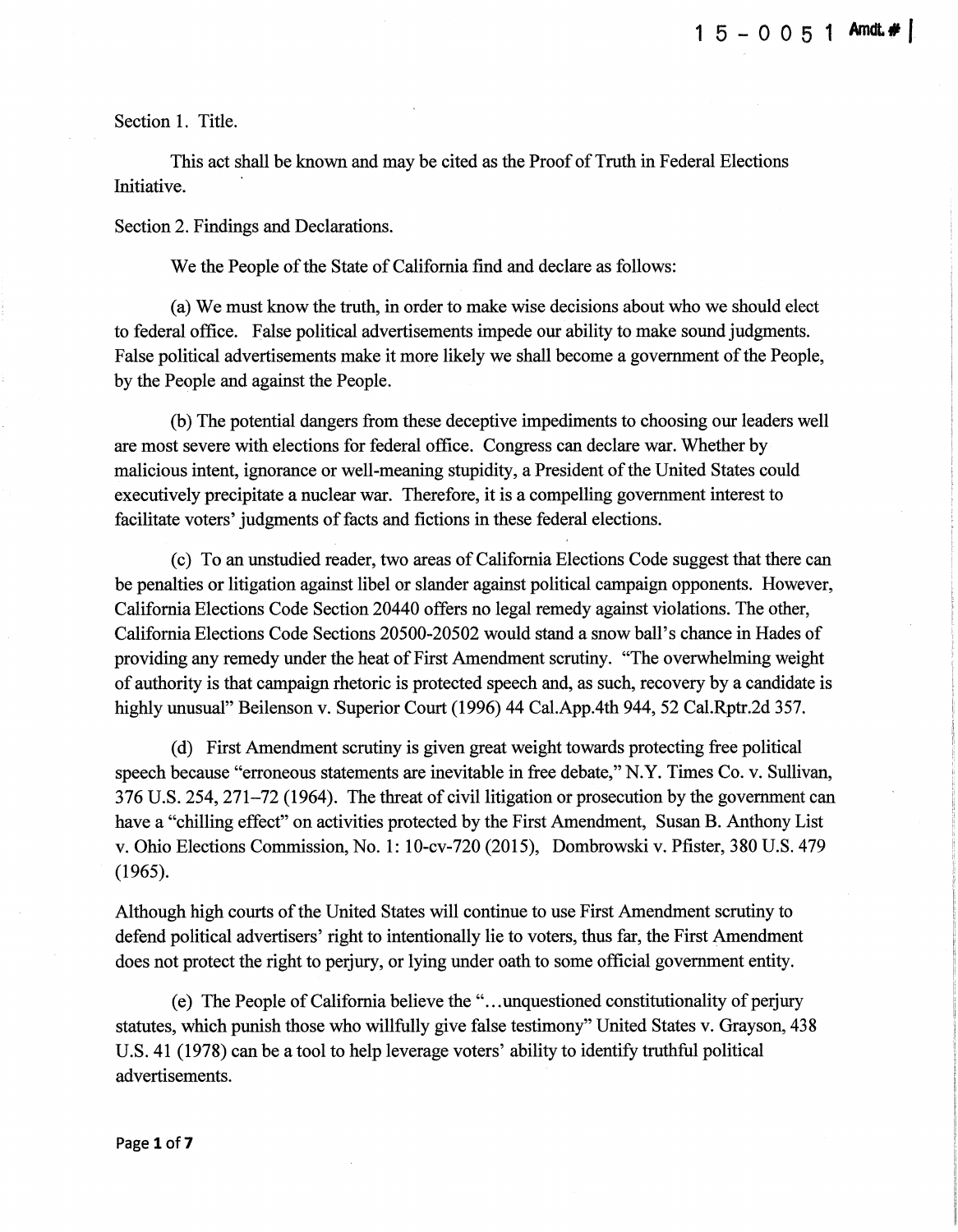Section 1. Title.

This act shall be known and may be cited as the Proof of Truth in Federal Elections Initiative.

Section 2. Findings and Declarations.

We the People of the State of California find and declare as follows:

(a) We must know the truth, in order to make wise decisions about who we should elect to federal office. False political advertisements impede our ability to make sound judgments. False political advertisements make it more likely we shall become a government of the People, by the People and against the People.

(b) The potential dangers from these deceptive impediments to choosing our leaders well are most severe with elections for federal office. Congress can declare war. Whether by malicious intent, ignorance or well-meaning stupidity, a President of the United States could executively precipitate a nuclear war. Therefore, it is a compelling government interest to facilitate voters' judgments of facts and fictions in these federal elections.

(c) To an unstudied reader, two areas of California Elections Code suggest that there can be penalties or litigation against libel or slander against political campaign opponents. However, California Elections Code Section 20440 offers no legal remedy against violations. The other, California Elections Code Sections 20500-20502 would stand a snow ball's chance in Hades of providing any remedy under the heat of First Amendment scrutiny. "The overwhelming weight of authority is that campaign rhetoric is protected speech and, as such, recovery by a candidate is highly unusual" Beilenson v. Superior Court (1996) 44 Cal.App.4th 944, 52 Cal.Rptr.2d 357.

(d) First Amendment scrutiny is given great weight towards protecting free political speech because "erroneous statements are inevitable in free debate," N.Y. Times Co. v. Sullivan, 376 U.S. 254, 271–72 (1964). The threat of civil litigation or prosecution by the government can have a "chilling effect" on activities protected by the First Amendment, Susan B. Anthony List v. Ohio Elections Commission, No. 1: 10-cv-720 (2015), Dombrowski v. Pfister, 380 U.S. 479 (1965).

Although high courts of the United States will continue to use First Amendment scrutiny to defend political advertisers' right to intentionally lie to voters, thus far, the First Amendment does not protect the right to perjury, or lying under oath to some official government entity.

(e) The People of California believe the "...unquestioned constitutionality of perjury statutes, which punish those who willfully give false testimony" United States v. Grayson, 438 U.S. 41 (1978) can be a tool to help leverage voters' ability to identify truthful political advertisements.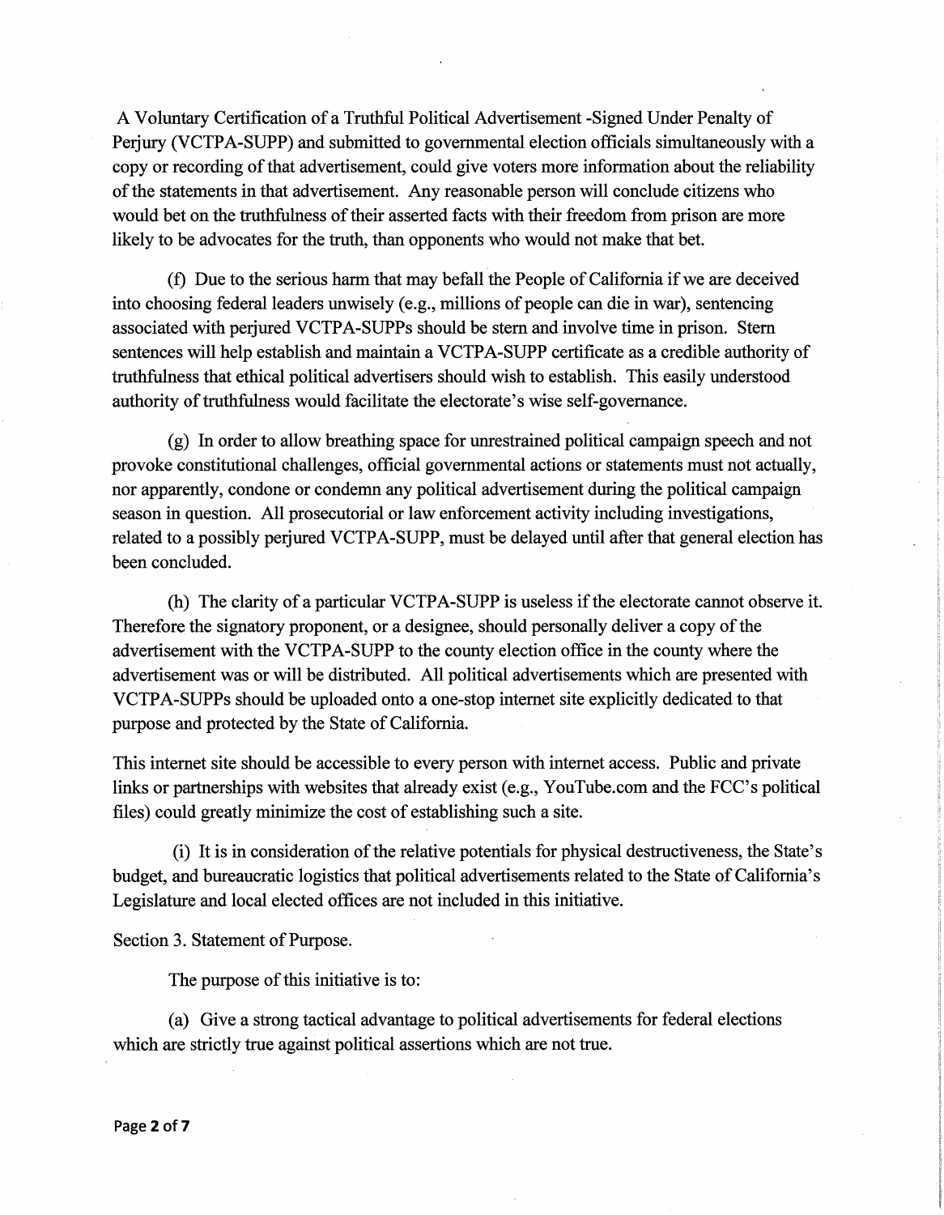A Voluntary Certification of a Truthful Political Advertisement -Signed Under Penalty of Perjury (VCTPA-SUPP) and submitted to governmental election officials simultaneously with a copy or recording of that advertisement, could give voters more information about the reliability of the statements in that advertisement. Any reasonable person will conclude citizens who would bet on the truthfulness of their asserted facts with their freedom from prison are more likely to be advocates for the truth, than opponents who would not make that bet.

(f) Due to the serious harm that may befall the People of California if we are deceived into choosing federal leaders unwisely (e.g., millions of people can die in war), sentencing associated with perjured VCTPA-SUPPs should be stern and involve time in prison. Stern sentences will help establish and maintain a VCTPA-SUPP certificate as a credible authority of truthfulness that ethical political advertisers should wish to establish. This easily understood authority of truthfulness would facilitate the electorate's wise self-governance.

(g) In order to allow breathing space for unrestrained political campaign speech and not provoke constitutional challenges, official governmental actions or statements must not actually, nor apparently, condone or condemn any political advertisement during the political campaign season in question. All prosecutorial or law enforcement activity including investigations, related to a possibly perjured VCTPA-SUPP, must be delayed until after that general election has been concluded.

(h) The clarity of a particular VCTPA-SUPP is useless if the electorate cannot observe it. Therefore the signatory proponent, or a designee, should personally deliver a copy of the advertisement with the VCTPA-SUPP to the county election office in the county where the advertisement was or will be distributed. All political advertisements which are presented with VCTPA-SUPPs should be uploaded onto a one-stop internet site explicitly dedicated to that purpose and protected by the State of California.

This internet site should be accessible to every person with internet access. Public and private links or partnerships with websites that already exist (e.g., YouTube.com and the FCC's political files) could greatly minimize the cost of establishing such a site.

(i) It is in consideration of the relative potentials for physical destructiveness, the State's budget, and bureaucratic logistics that political advertisements related to the State of California's Legislature and local elected offices are not included in this initiative.

Section 3. Statement of Purpose.

The purpose of this initiative is to:

(a) Give a strong tactical advantage to political advertisements for federal elections which are strictly true against political assertions which are not true.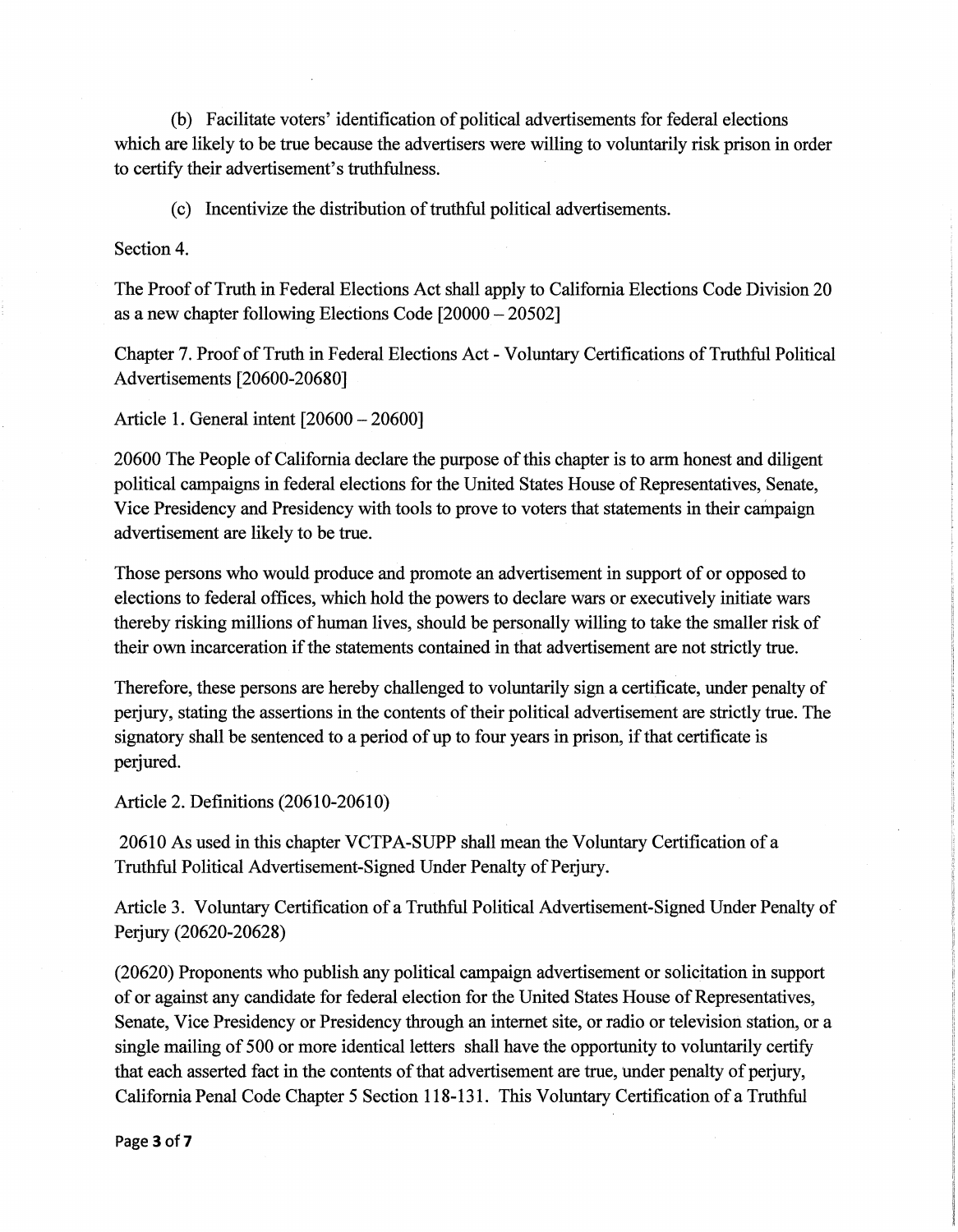(b) Facilitate voters' identification of political advertisements for federal elections which are likely to be true because the advertisers were willing to voluntarily risk prison in order to certify their advertisement's truthfulness.

(c) Incentivize the distribution of truthful political advertisements.

Section 4.

The Proof of Truth in Federal Elections Act shall apply to California Elections Code Division 20 as a new chapter following Elections Code [20000 – 20502]

Chapter 7. Proof of Truth in Federal Elections Act - Voluntary Certifications of Truthful Political Advertisements [20600-20680]

Article 1. General intent [20600 – 20600]

20600 The People of California declare the purpose of this chapter is to arm honest and diligent political campaigns in federal elections for the United States House of Representatives, Senate, Vice Presidency and Presidency with tools to prove to voters that statements in their campaign advertisement are likely to be true.

Those persons who would produce and promote an advertisement in support of or opposed to elections to federal offices, which hold the powers to declare wars or executively initiate wars thereby risking millions of human lives, should be personally willing to take the smaller risk of their own incarceration if the statements contained in that advertisement are not strictly true.

Therefore, these persons are hereby challenged to voluntarily sign a certificate, under penalty of perjury, stating the assertions in the contents of their political advertisement are strictly true. The signatory shall be sentenced to a period of up to four years in prison, if that certificate is perjured.

Article 2. Definitions (20610-20610)

20610 As used in this chapter VCTPA-SUPP shall mean the Voluntary Certification of a Truthful Political Advertisement-Signed Under Penalty of Perjury.

Article 3. Voluntary Certification of a Truthful Political Advertisement-Signed Under Penalty of Perjury (20620-20628)

(20620) Proponents who publish any political campaign advertisement or solicitation in support of or against any candidate for federal election for the United States House of Representatives, Senate, Vice Presidency or Presidency through an internet site, or radio or television station, or a single mailing of 500 or more identical letters shall have the opportunity to voluntarily certify that each asserted fact in the contents of that advertisement are true, under penalty of perjury, California Penal Code Chapter 5 Section 118-131. This Voluntary Certification of a Truthful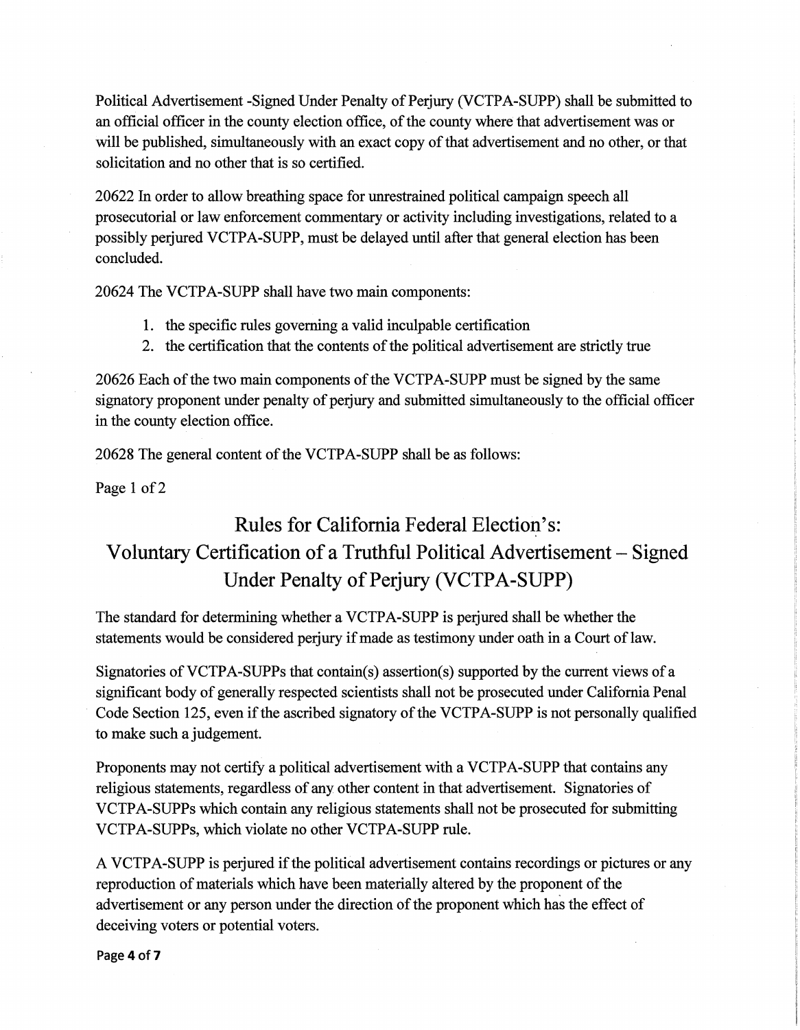Political Advertisement -Signed Under Penalty of Perjury (VCTPA-SUPP) shall be submitted to an official officer in the county election office, of the county where that advertisement was or will be published, simultaneously with an exact copy of that advertisement and no other, or that solicitation and no other that is so certified.

20622 In order to allow breathing space for unrestrained political campaign speech all prosecutorial or law enforcement commentary or activity including investigations, related to a possibly perjured VCTPA-SUPP, must be delayed until after that general election has been concluded.

20624 The VCTPA-SUPP shall have two main components:

1. the specific rules governing a valid inculpable certification
2. the certification that the contents of the political advertisement are strictly true

20626 Each of the two main components of the VCTPA-SUPP must be signed by the same signatory proponent under penalty of perjury and submitted simultaneously to the official officer in the county election office.

20628 The general content of the VCTPA-SUPP shall be as follows:

Page 1 of 2

# Rules for California Federal Election's: Voluntary Certification of a Truthful Political Advertisement – Signed Under Penalty of Perjury (VCTPA-SUPP)

The standard for determining whether a VCTPA-SUPP is perjured shall be whether the statements would be considered perjury if made as testimony under oath in a Court of law.

Signatories of VCTPA-SUPPs that contain(s) assertion(s) supported by the current views of a significant body of generally respected scientists shall not be prosecuted under California Penal Code Section 125, even if the ascribed signatory of the VCTPA-SUPP is not personally qualified to make such a judgement.

Proponents may not certify a political advertisement with a VCTPA-SUPP that contains any religious statements, regardless of any other content in that advertisement. Signatories of VCTPA-SUPPs which contain any religious statements shall not be prosecuted for submitting VCTPA-SUPPs, which violate no other VCTPA-SUPP rule.

A VCTPA-SUPP is perjured if the political advertisement contains recordings or pictures or any reproduction of materials which have been materially altered by the proponent of the advertisement or any person under the direction of the proponent which has the effect of deceiving voters or potential voters.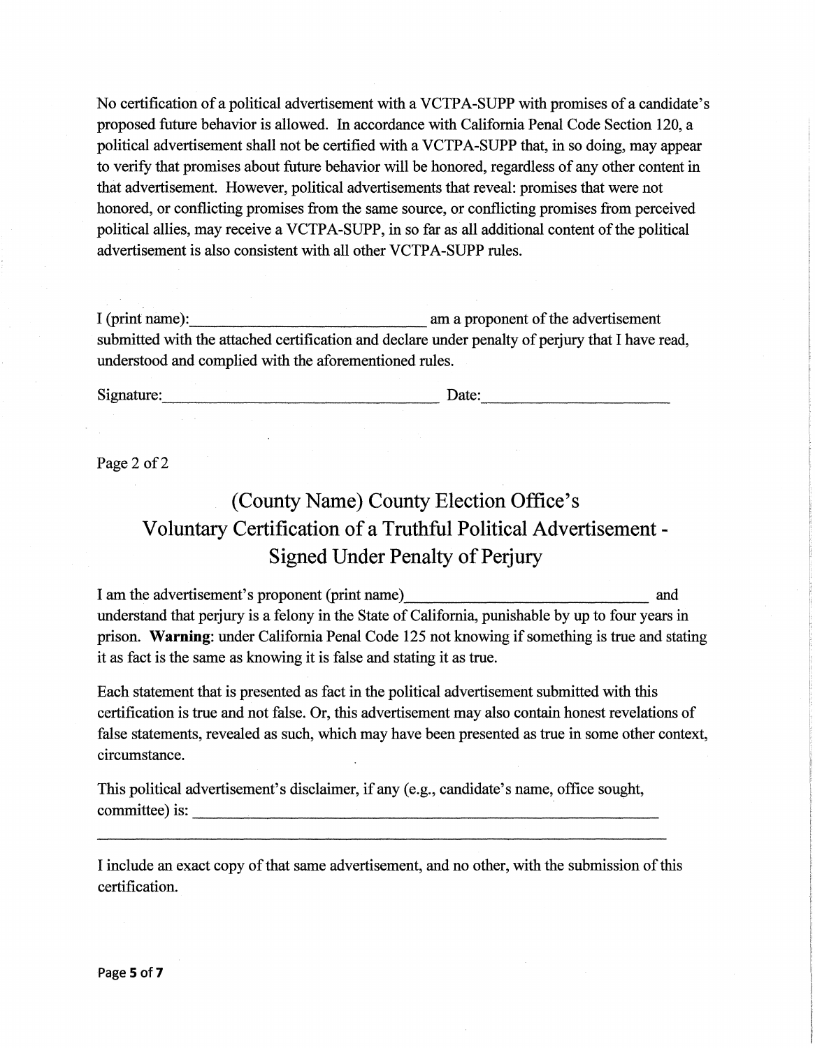No certification of a political advertisement with a VCTPA-SUPP with promises of a candidate's proposed future behavior is allowed. In accordance with California Penal Code Section 120, a political advertisement shall not be certified with a VCTPA-SUPP that, in so doing, may appear to verify that promises about future behavior will be honored, regardless of any other content in that advertisement. However, political advertisements that reveal: promises that were not honored, or conflicting promises from the same source, or conflicting promises from perceived political allies, may receive a VCTPA-SUPP, in so far as all additional content of the political advertisement is also consistent with all other VCTPA-SUPP rules.

I (print name):______________________________ am a proponent of the advertisement submitted with the attached certification and declare under penalty of perjury that I have read, understood and complied with the aforementioned rules.

Signature:___________________________________ Date:________________________

Page 2 of 2

# (County Name) County Election Office's Voluntary Certification of a Truthful Political Advertisement - Signed Under Penalty of Perjury

I am the advertisement's proponent (print name)______________________________ and understand that perjury is a felony in the State of California, punishable by up to four years in prison. **Warning**: under California Penal Code 125 not knowing if something is true and stating it as fact is the same as knowing it is false and stating it as true.

Each statement that is presented as fact in the political advertisement submitted with this certification is true and not false. Or, this advertisement may also contain honest revelations of false statements, revealed as such, which may have been presented as true in some other context, circumstance.

This political advertisement's disclaimer, if any (e.g., candidate's name, office sought, committee) is: ______________________________________________________________

______________________________________________________________________________

I include an exact copy of that same advertisement, and no other, with the submission of this certification.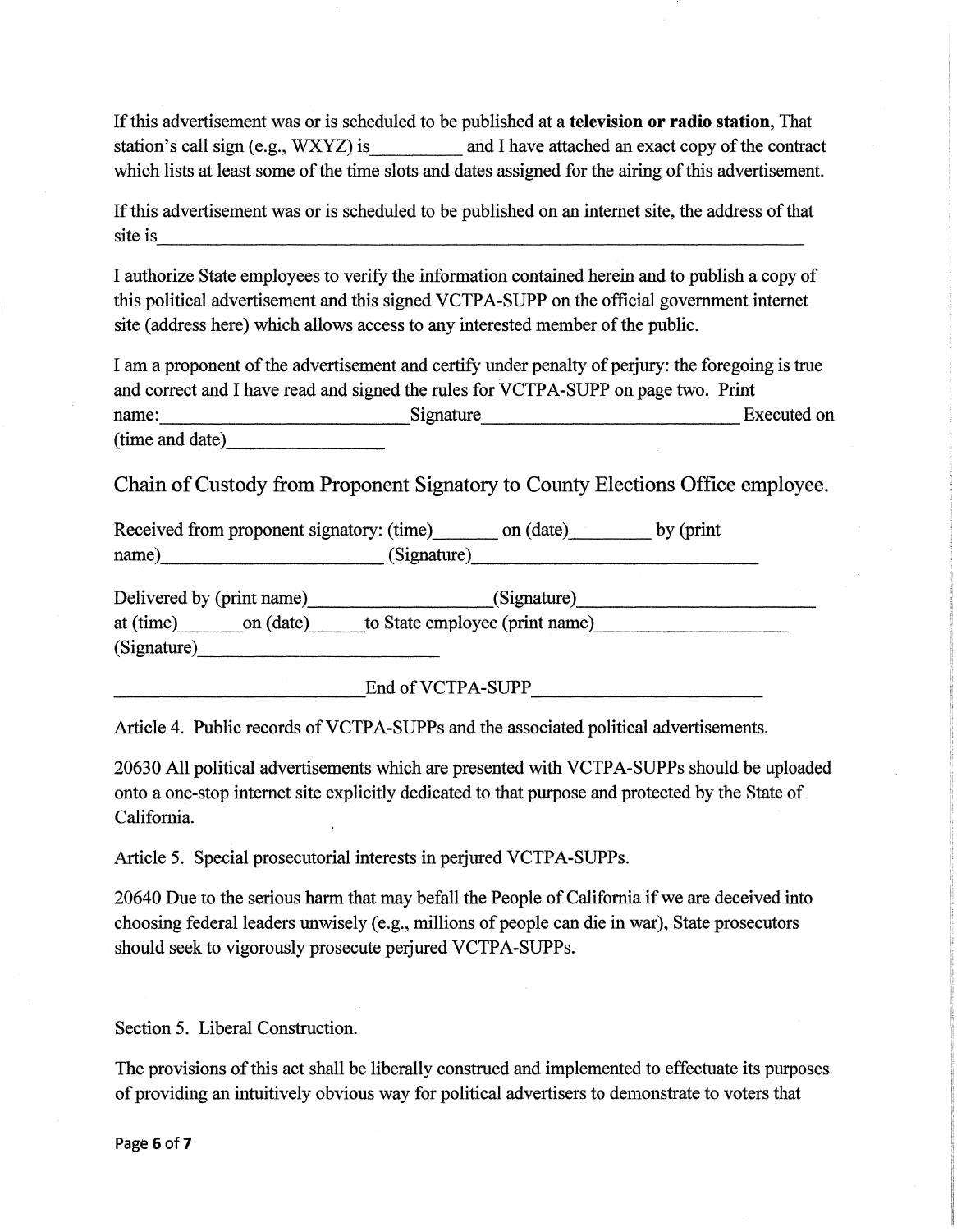If this advertisement was or is scheduled to be published at a **television or radio station**, That station's call sign (e.g., WXYZ) is__________ and I have attached an exact copy of the contract which lists at least some of the time slots and dates assigned for the airing of this advertisement.

If this advertisement was or is scheduled to be published on an internet site, the address of that site is_______________________________________________________________________

I authorize State employees to verify the information contained herein and to publish a copy of this political advertisement and this signed VCTPA-SUPP on the official government internet site (address here) which allows access to any interested member of the public.

I am a proponent of the advertisement and certify under penalty of perjury: the foregoing is true and correct and I have read and signed the rules for VCTPA-SUPP on page two. Print name:__________________________Signature___________________________ Executed on (time and date)_________________

## Chain of Custody from Proponent Signatory to County Elections Office employee.

Received from proponent signatory: (time)_______ on (date)_________ by (print name)________________________ (Signature)________________________________

Delivered by (print name)___________________(Signature)_________________________ at (time)_______on (date)______to State employee (print name)_____________________ (Signature)__________________________

__________________________End of VCTPA-SUPP__________________________

Article 4. Public records of VCTPA-SUPPs and the associated political advertisements.

20630 All political advertisements which are presented with VCTPA-SUPPs should be uploaded onto a one-stop internet site explicitly dedicated to that purpose and protected by the State of California.

Article 5. Special prosecutorial interests in perjured VCTPA-SUPPs.

20640 Due to the serious harm that may befall the People of California if we are deceived into choosing federal leaders unwisely (e.g., millions of people can die in war), State prosecutors should seek to vigorously prosecute perjured VCTPA-SUPPs.

Section 5. Liberal Construction.

The provisions of this act shall be liberally construed and implemented to effectuate its purposes of providing an intuitively obvious way for political advertisers to demonstrate to voters that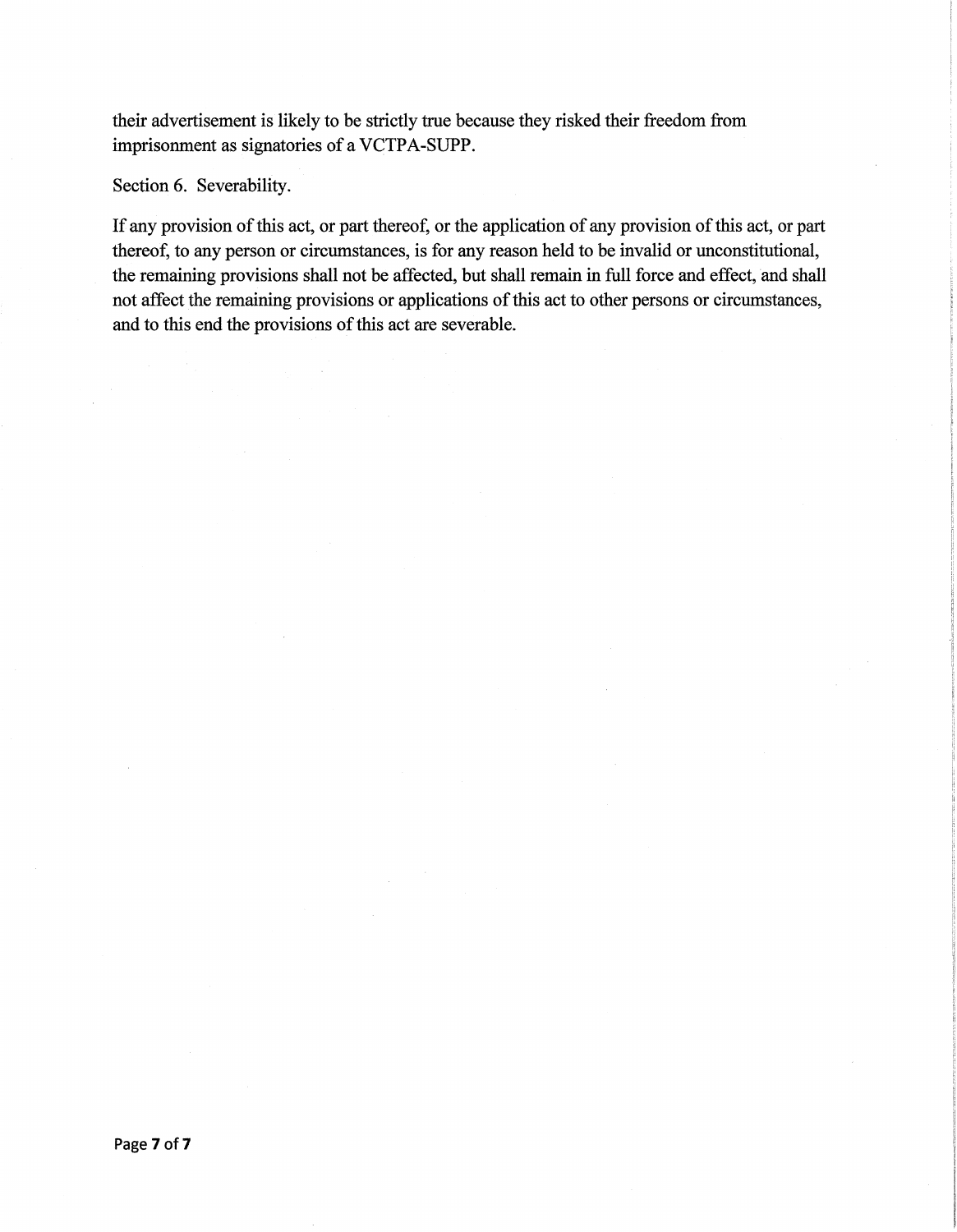their advertisement is likely to be strictly true because they risked their freedom from imprisonment as signatories of a VCTPA-SUPP.

Section 6. Severability.

If any provision of this act, or part thereof, or the application of any provision of this act, or part thereof, to any person or circumstances, is for any reason held to be invalid or unconstitutional, the remaining provisions shall not be affected, but shall remain in full force and effect, and shall not affect the remaining provisions or applications of this act to other persons or circumstances, and to this end the provisions of this act are severable.